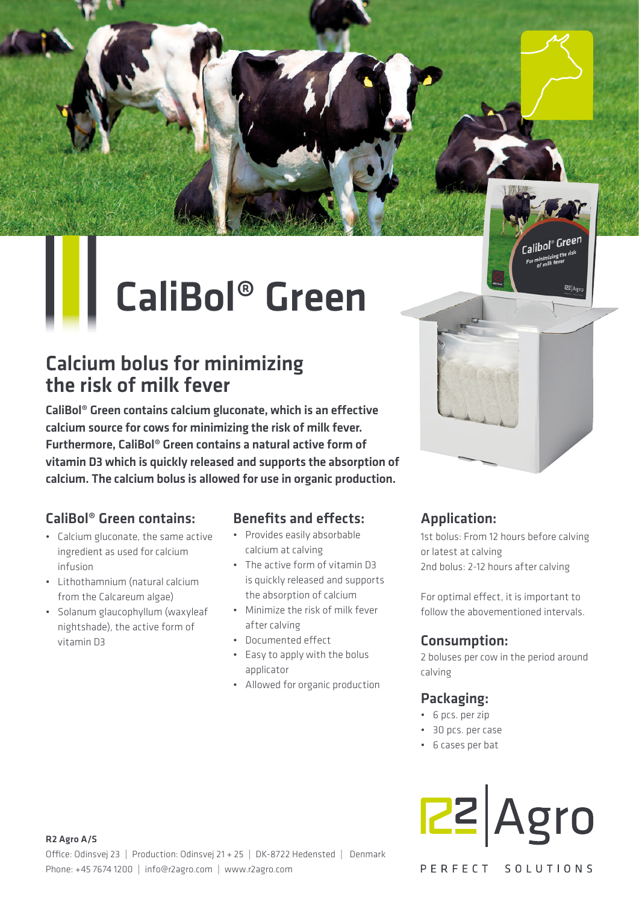# CaliBol® Green

## Calcium bolus for minimizing the risk of milk fever

**CaliBol® Green contains calcium gluconate, which is an effective calcium source for cows for minimizing the risk of milk fever. Furthermore, CaliBol® Green contains a natural active form of vitamin D3 which is quickly released and supports the absorption of calcium. The calcium bolus is allowed for use in organic production.**

### CaliBol® Green contains:

- Calcium gluconate, the same active ingredient as used for calcium infusion
- Lithothamnium (natural calcium from the Calcareum algae)
- Solanum glaucophyllum (waxyleaf nightshade), the active form of vitamin D3

### Benefits and effects:

- Provides easily absorbable calcium at calving
- The active form of vitamin D3 is quickly released and supports the absorption of calcium
- Minimize the risk of milk fever after calving
- Documented effect
- Easy to apply with the bolus applicator
- Allowed for organic production

### Application:

1st bolus: From 12 hours before calving or latest at calving
2nd bolus: 2-12 hours after calving

For optimal effect, it is important to follow the abovementioned intervals.

### Consumption:

2 boluses per cow in the period around calving

### Packaging:

- 6 pcs. per zip
- 30 pcs. per case
- 6 cases per bat

R2 Agro

PERFECT SOLUTIONS

**R2 Agro A/S**
Office: Odinsvej 23 | Production: Odinsvej 21 + 25 | DK-8722 Hedensted | Denmark
Phone: +45 7674 1200 | info@r2agro.com | www.r2agro.com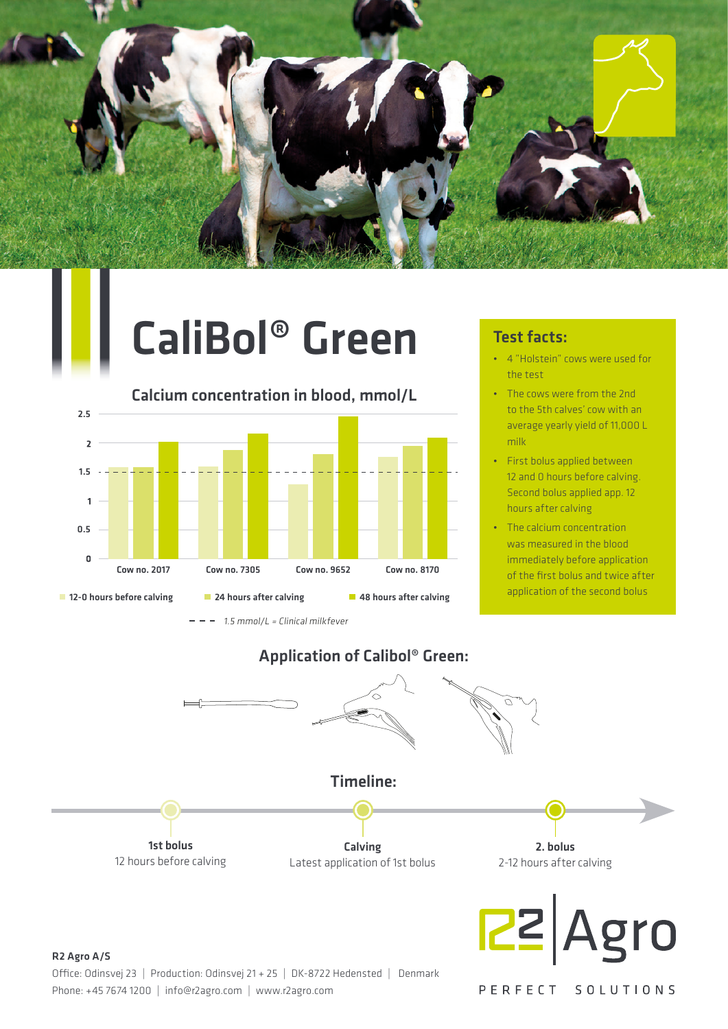# CaliBol® Green

## Calcium concentration in blood, mmol/L

2.5
2
1.5
1
0.5
0

Cow no. 2017
Cow no. 7305
Cow no. 9652
Cow no. 8170

12-0 hours before calving
24 hours after calving
48 hours after calving

*1.5 mmol/L = Clinical milkfever*

## Test facts:

- 4 "Holstein" cows were used for the test
- The cows were from the 2nd to the 5th calves' cow with an average yearly yield of 11,000 L milk
- First bolus applied between 12 and 0 hours before calving. Second bolus applied app. 12 hours after calving
- The calcium concentration was measured in the blood immediately before application of the first bolus and twice after application of the second bolus

## Application of Calibol® Green:

## Timeline:

**1st bolus**
12 hours before calving

**Calving**
Latest application of 1st bolus

**2. bolus**
2-12 hours after calving

**R2 Agro A/S**
Office: Odinsvej 23 | Production: Odinsvej 21 + 25 | DK-8722 Hedensted | Denmark
Phone: +45 7674 1200 | info@r2agro.com | www.r2agro.com

R2 Agro
PERFECT SOLUTIONS